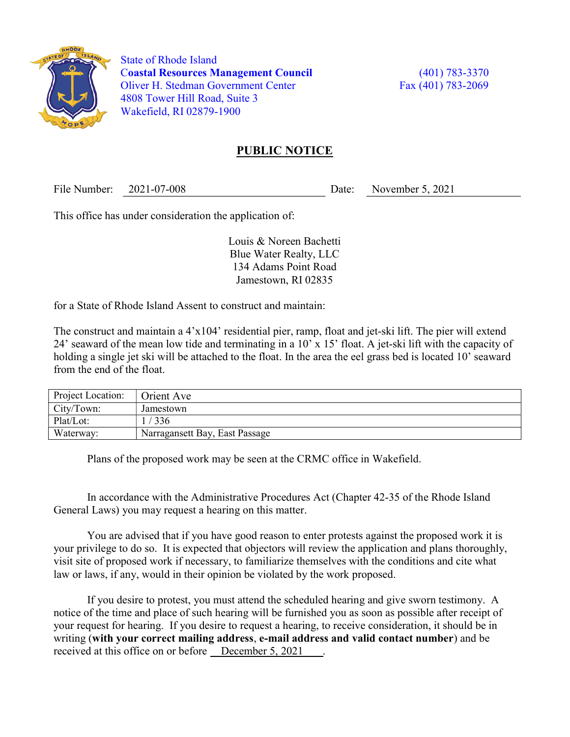State of Rhode Island
**Coastal Resources Management Council**
Oliver H. Stedman Government Center
4808 Tower Hill Road, Suite 3
Wakefield, RI 02879-1900

(401) 783-3370
Fax (401) 783-2069

## PUBLIC NOTICE

File Number: 2021-07-008 Date: November 5, 2021

This office has under consideration the application of:

Louis & Noreen Bachetti
Blue Water Realty, LLC
134 Adams Point Road
Jamestown, RI 02835

for a State of Rhode Island Assent to construct and maintain:

The construct and maintain a 4'x104' residential pier, ramp, float and jet-ski lift. The pier will extend 24' seaward of the mean low tide and terminating in a 10' x 15' float. A jet-ski lift with the capacity of holding a single jet ski will be attached to the float. In the area the eel grass bed is located 10' seaward from the end of the float.

| Project Location: | Orient Ave |
|---|---|
| City/Town: | Jamestown |
| Plat/Lot: | 1 / 336 |
| Waterway: | Narragansett Bay, East Passage |

Plans of the proposed work may be seen at the CRMC office in Wakefield.

In accordance with the Administrative Procedures Act (Chapter 42-35 of the Rhode Island General Laws) you may request a hearing on this matter.

You are advised that if you have good reason to enter protests against the proposed work it is your privilege to do so. It is expected that objectors will review the application and plans thoroughly, visit site of proposed work if necessary, to familiarize themselves with the conditions and cite what law or laws, if any, would in their opinion be violated by the work proposed.

If you desire to protest, you must attend the scheduled hearing and give sworn testimony. A notice of the time and place of such hearing will be furnished you as soon as possible after receipt of your request for hearing. If you desire to request a hearing, to receive consideration, it should be in writing (**with your correct mailing address**, **e-mail address and valid contact number**) and be received at this office on or before December 5, 2021 .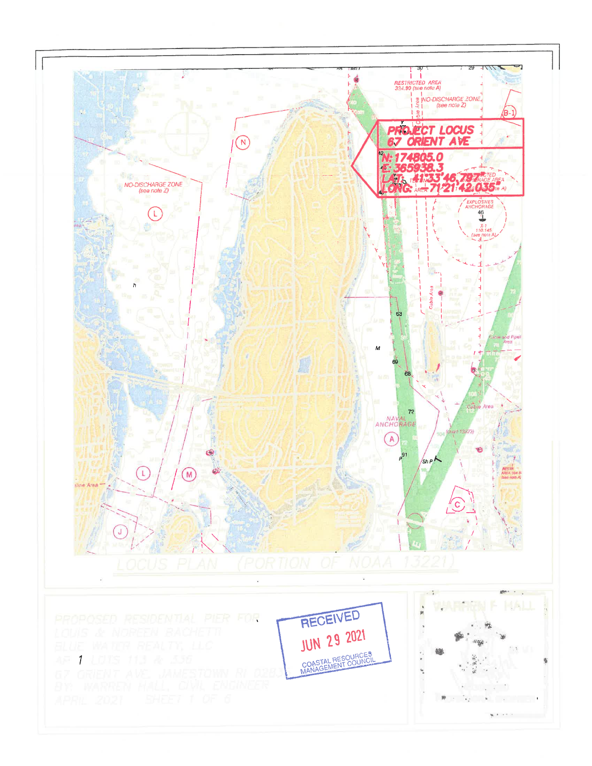PROJECT LOCUS
67 ORIENT AVE

N: 174805.0
E: 365938.3
LAT: 41°33'46.797"
LONG: 71°21'42.035"

LOCUS PLAN (PORTION OF NOAA 13221)

PROPOSED RESIDENTIAL PIER FOR
LOUIS & NOREEN BACHETTI
BLUE WATER REALTY, LLC
AP 1 LOTS 113 & 336
67 ORIENT AVE, JAMESTOWN RI 02835
BY: WARREN HALL, CIVIL ENGINEER
APRIL 2021 SHEET 1 OF 6

RECEIVED
JUN 29 2021
COASTAL RESOURCES MANAGEMENT COUNCIL

WARREN F. HALL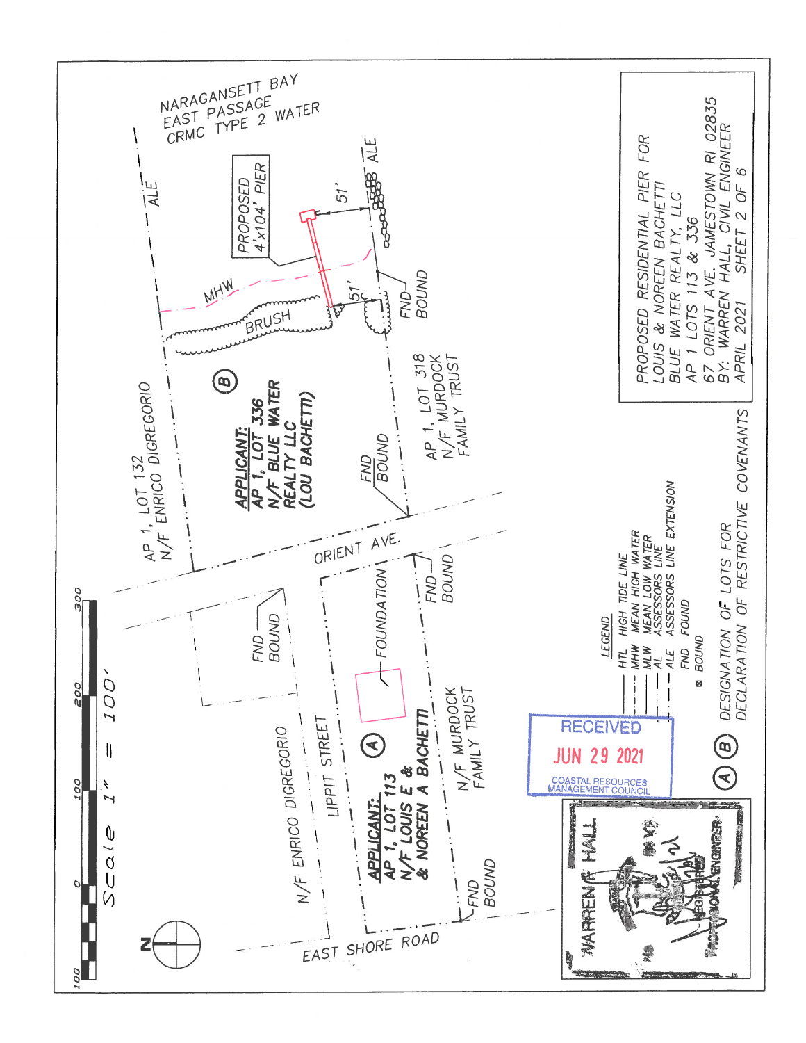NARAGANSETT BAY
EAST PASSAGE
CRMC TYPE 2 WATER

PROPOSED 4'x104' PIER

51'

51'

ALE

MHW

BRUSH

FND BOUND

(B)

**APPLICANT:**
**AP 1, LOT 336**
**N/F BLUE WATER REALTY LLC**
**(LOU BACHETTI)**

AP 1, LOT 132
N/F ENRICO DIGREGORIO

AP 1, LOT 318
N/F MURDOCK FAMILY TRUST

ORIENT AVE.

FOUNDATION

FND BOUND

LIPPIT STREET

N/F ENRICO DIGREGORIO

(A)

**APPLICANT:**
**AP 1, LOT 113**
**N/F LOUIS E & & NOREEN A BACHETTI**

N/F MURDOCK FAMILY TRUST

EAST SHORE ROAD

Scale 1" = 100'

100 0 100 200 300

N

LEGEND

| | |
|---|---|
| HTL | HIGH TIDE LINE |
| MHW | MEAN HIGH WATER |
| MLW | MEAN LOW WATER |
| AL | ASSESSORS LINE |
| ALE | ASSESSORS LINE EXTENSION |
| FND | FOUND |
| ⊠ | BOUND |

(A) (B) DESIGNATION OF LOTS FOR DECLARATION OF RESTRICTIVE COVENANTS

RECEIVED
JUN 29 2021
COASTAL RESOURCES MANAGEMENT COUNCIL

WARREN HALL
REGISTERED PROFESSIONAL ENGINEER

PROPOSED RESIDENTIAL PIER FOR
LOUIS & NOREEN BACHETTI
BLUE WATER REALTY, LLC
AP 1 LOTS 113 & 336
67 ORIENT AVE. JAMESTOWN RI 02835
BY: WARREN HALL, CIVIL ENGINEER
APRIL 2021 SHEET 2 OF 6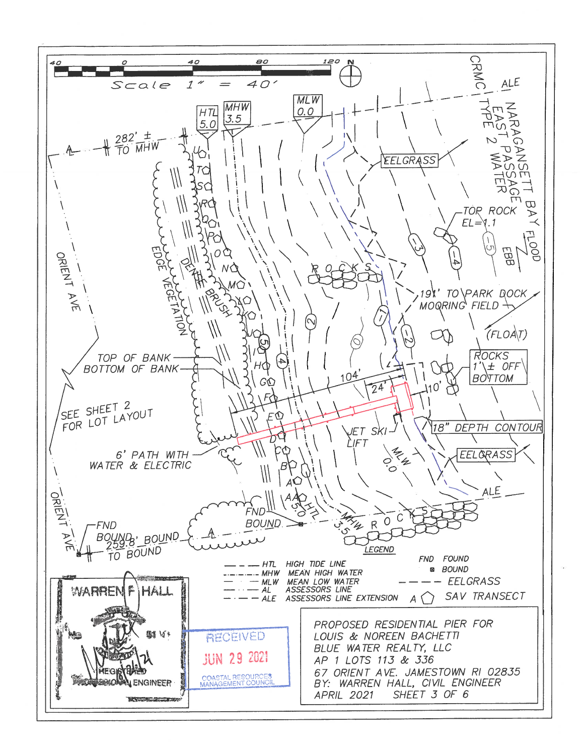Scale 1" = 40'

40 0 40 80 120 N

HTL 5.0

MHW 3.5

MLW 0.0

CRMC TYPE 2 WATER

NARAGANSETT BAY EAST PASSAGE

ALE

FLOOD

EBB

℄ 282' ± TO MHW

EELGRASS

TOP ROCK EL=1.1

ROCKS

191' TO PARK DOCK MOORING FIELD

(FLOAT)

ROCKS 1'± OFF BOTTOM

ORIENT AVE

EDGE VEGETATION

DENSE BRUSH

TOP OF BANK

BOTTOM OF BANK

104'

24'

10'

18" DEPTH CONTOUR

JET SKI LIFT

SEE SHEET 2 FOR LOT LAYOUT

6' PATH WITH WATER & ELECTRIC

MLW 0.0

EELGRASS

ALE

FND BOUND

HTL 5.0

MHW 3.5

ROCKS

FND BOUND

259.8' BOUND TO BOUND

℄

ORIENT AVE

**LEGEND**

| | | |
|---|---|---|
| HTL | HIGH TIDE LINE | |
| MHW | MEAN HIGH WATER | |
| MLW | MEAN LOW WATER | |
| AL | ASSESSORS LINE | |
| ALE | ASSESSORS LINE EXTENSION | |
| FND | FOUND BOUND | |
| | EELGRASS | |
| A | SAV TRANSECT | |

WARREN F. HALL
REGISTERED PROFESSIONAL ENGINEER

RECEIVED
JUN 29 2021
COASTAL RESOURCES MANAGEMENT COUNCIL

PROPOSED RESIDENTIAL PIER FOR
LOUIS & NOREEN BACHETTI
BLUE WATER REALTY, LLC
AP 1 LOTS 113 & 336
67 ORIENT AVE. JAMESTOWN RI 02835
BY: WARREN HALL, CIVIL ENGINEER
APRIL 2021 SHEET 3 OF 6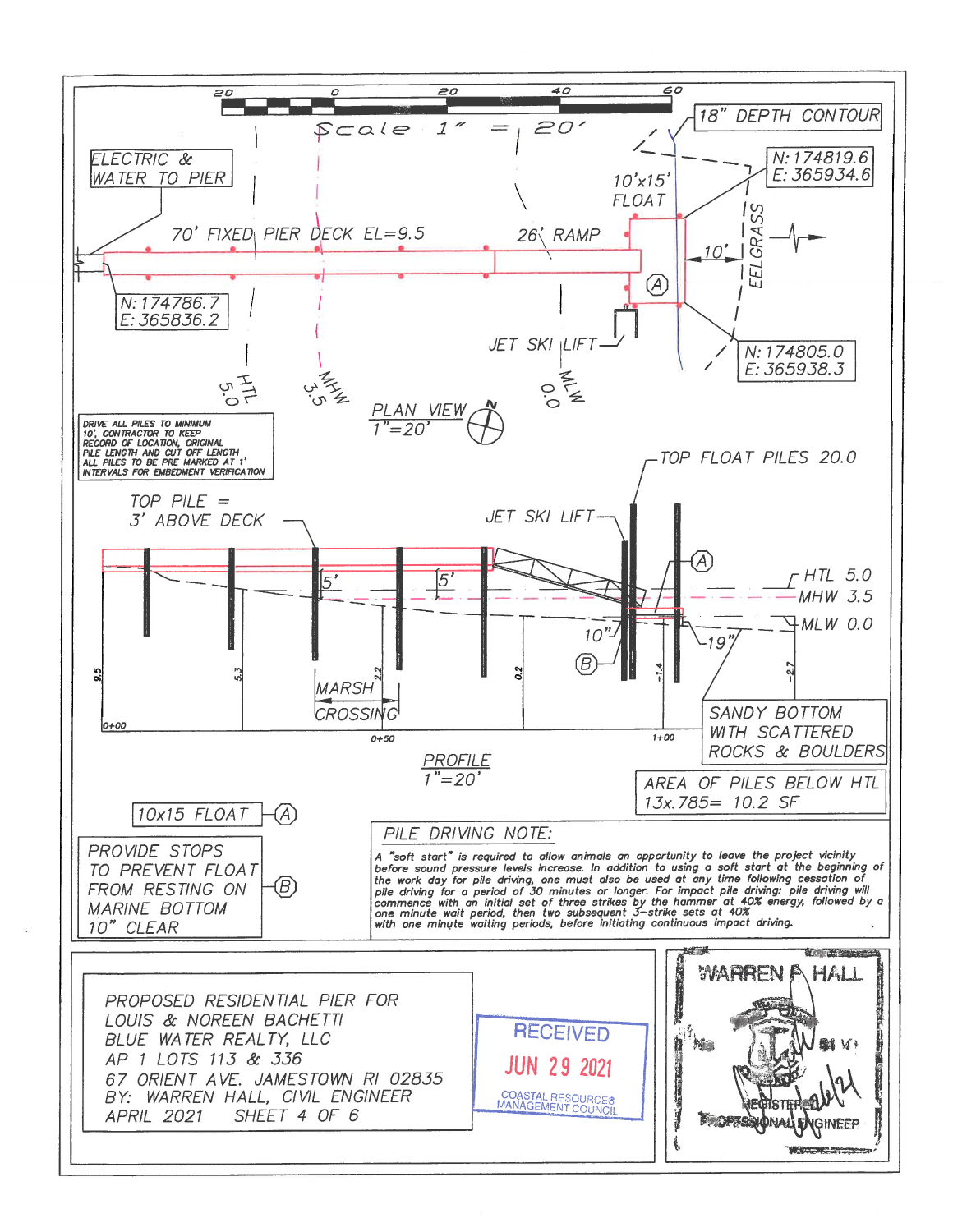Scale 1" = 20'

18" DEPTH CONTOUR

ELECTRIC & WATER TO PIER

N:174819.6
E: 365934.6

10'x15' FLOAT

70' FIXED PIER DECK EL=9.5

26' RAMP

10'

EELGRASS

N:174786.7
E: 365836.2

JET SKI LIFT

N:174805.0
E: 365938.3

HTL 5.0

MHW 3.5

MLW 0.0

PLAN VIEW
1"=20'

DRIVE ALL PILES TO MINIMUM 10', CONTRACTOR TO KEEP RECORD OF LOCATION, ORIGINAL PILE LENGTH AND CUT OFF LENGTH ALL PILES TO BE PRE MARKED AT 1' INTERVALS FOR EMBEDMENT VERIFICATION

TOP FLOAT PILES 20.0

TOP PILE = 3' ABOVE DECK

JET SKI LIFT

HTL 5.0

MHW 3.5

MLW 0.0

5'

5'

10"

19"

MARSH CROSSING

SANDY BOTTOM WITH SCATTERED ROCKS & BOULDERS

PROFILE
1"=20'

AREA OF PILES BELOW HTL
13x.785= 10.2 SF

(A) 10x15 FLOAT

(B) PROVIDE STOPS TO PREVENT FLOAT FROM RESTING ON MARINE BOTTOM 10" CLEAR

**PILE DRIVING NOTE:**

A "soft start" is required to allow animals an opportunity to leave the project vicinity before sound pressure levels increase. In addition to using a soft start at the beginning of the work day for pile driving, one must also be used at any time following cessation of pile driving for a period of 30 minutes or longer. For impact pile driving: pile driving will commence with an initial set of three strikes by the hammer at 40% energy, followed by a one minute wait period, then two subsequent 3-strike sets at 40% with one minute waiting periods, before initiating continuous impact driving.

PROPOSED RESIDENTIAL PIER FOR
LOUIS & NOREEN BACHETTI
BLUE WATER REALTY, LLC
AP 1 LOTS 113 & 336
67 ORIENT AVE. JAMESTOWN RI 02835
BY: WARREN HALL, CIVIL ENGINEER
APRIL 2021 SHEET 4 OF 6

RECEIVED
JUN 29 2021
COASTAL RESOURCES MANAGEMENT COUNCIL

WARREN F. HALL
REGISTERED PROFESSIONAL ENGINEER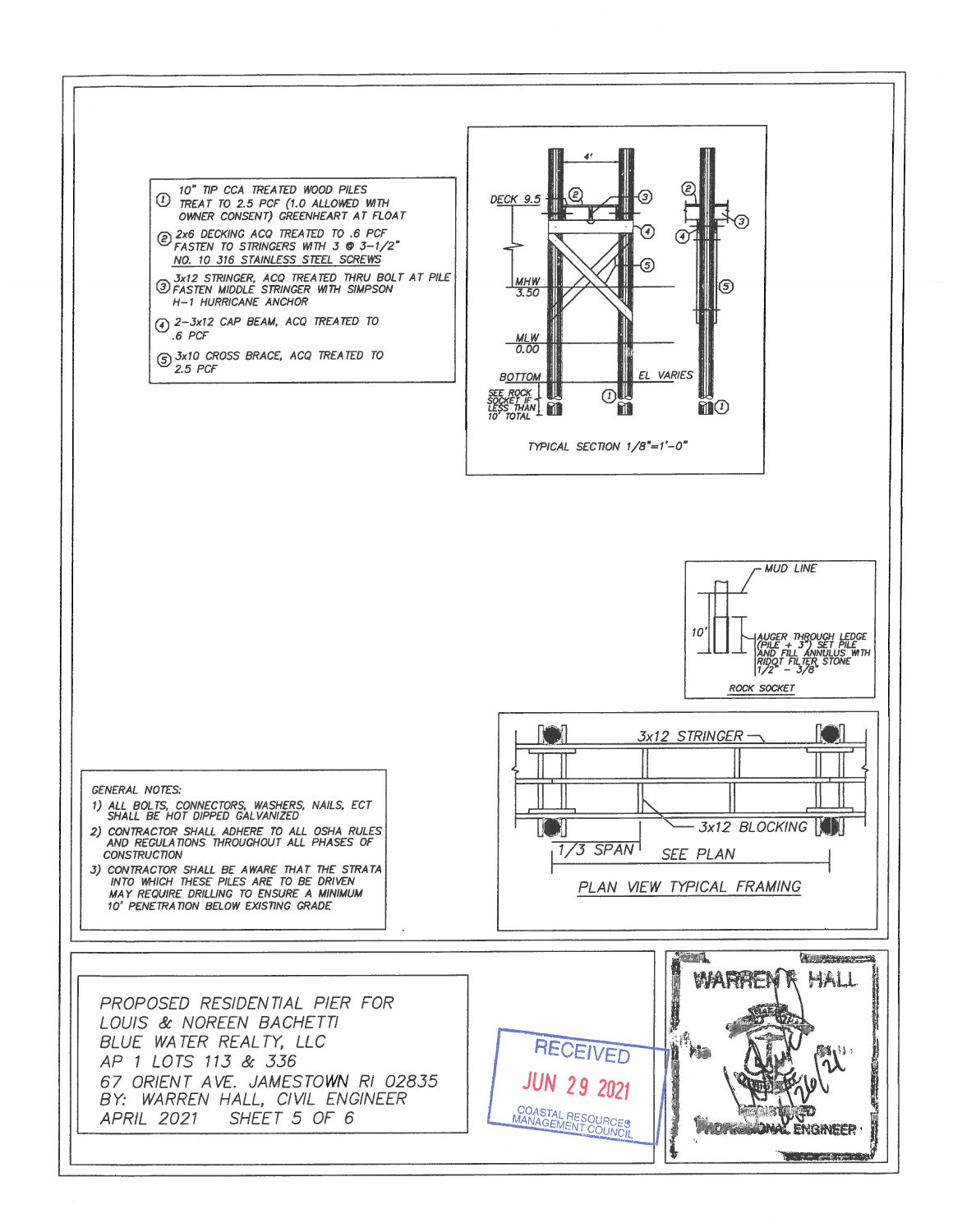1. 10" TIP CCA TREATED WOOD PILES TREAT TO 2.5 PCF (1.0 ALLOWED WITH OWNER CONSENT) GREENHEART AT FLOAT
2. 2x6 DECKING ACQ TREATED TO .6 PCF FASTEN TO STRINGERS WITH 3 @ 3-1/2" NO. 10 316 STAINLESS STEEL SCREWS
3. 3x12 STRINGER, ACQ TREATED THRU BOLT AT PILE FASTEN MIDDLE STRINGER WITH SIMPSON H-1 HURRICANE ANCHOR
4. 2-3x12 CAP BEAM, ACQ TREATED TO .6 PCF
5. 3x10 CROSS BRACE, ACQ TREATED TO 2.5 PCF

4'

DECK 9.5

MHW 3.50

MLW 0.00

BOTTOM

EL VARIES

SEE ROCK SOCKET IF LESS THAN 10' TOTAL

TYPICAL SECTION 1/8"=1'-0"

MUD LINE

10'

AUGER THROUGH LEDGE (PILE + 3") SET PILE AND FILL ANNULUS WITH RIDOT FILTER STONE 1/2" - 3/8"

ROCK SOCKET

3x12 STRINGER

3x12 BLOCKING

1/3 SPAN

SEE PLAN

PLAN VIEW TYPICAL FRAMING

GENERAL NOTES:

1) ALL BOLTS, CONNECTORS, WASHERS, NAILS, ECT SHALL BE HOT DIPPED GALVANIZED
2) CONTRACTOR SHALL ADHERE TO ALL OSHA RULES AND REGULATIONS THROUGHOUT ALL PHASES OF CONSTRUCTION
3) CONTRACTOR SHALL BE AWARE THAT THE STRATA INTO WHICH THESE PILES ARE TO BE DRIVEN MAY REQUIRE DRILLING TO ENSURE A MINIMUM 10' PENETRATION BELOW EXISTING GRADE

PROPOSED RESIDENTIAL PIER FOR
LOUIS & NOREEN BACHETTI
BLUE WATER REALTY, LLC
AP 1 LOTS 113 & 336
67 ORIENT AVE. JAMESTOWN RI 02835
BY: WARREN HALL, CIVIL ENGINEER
APRIL 2021 SHEET 5 OF 6

RECEIVED
JUN 29 2021
COASTAL RESOURCES MANAGEMENT COUNCIL

WARREN R. HALL
REGISTERED PROFESSIONAL ENGINEER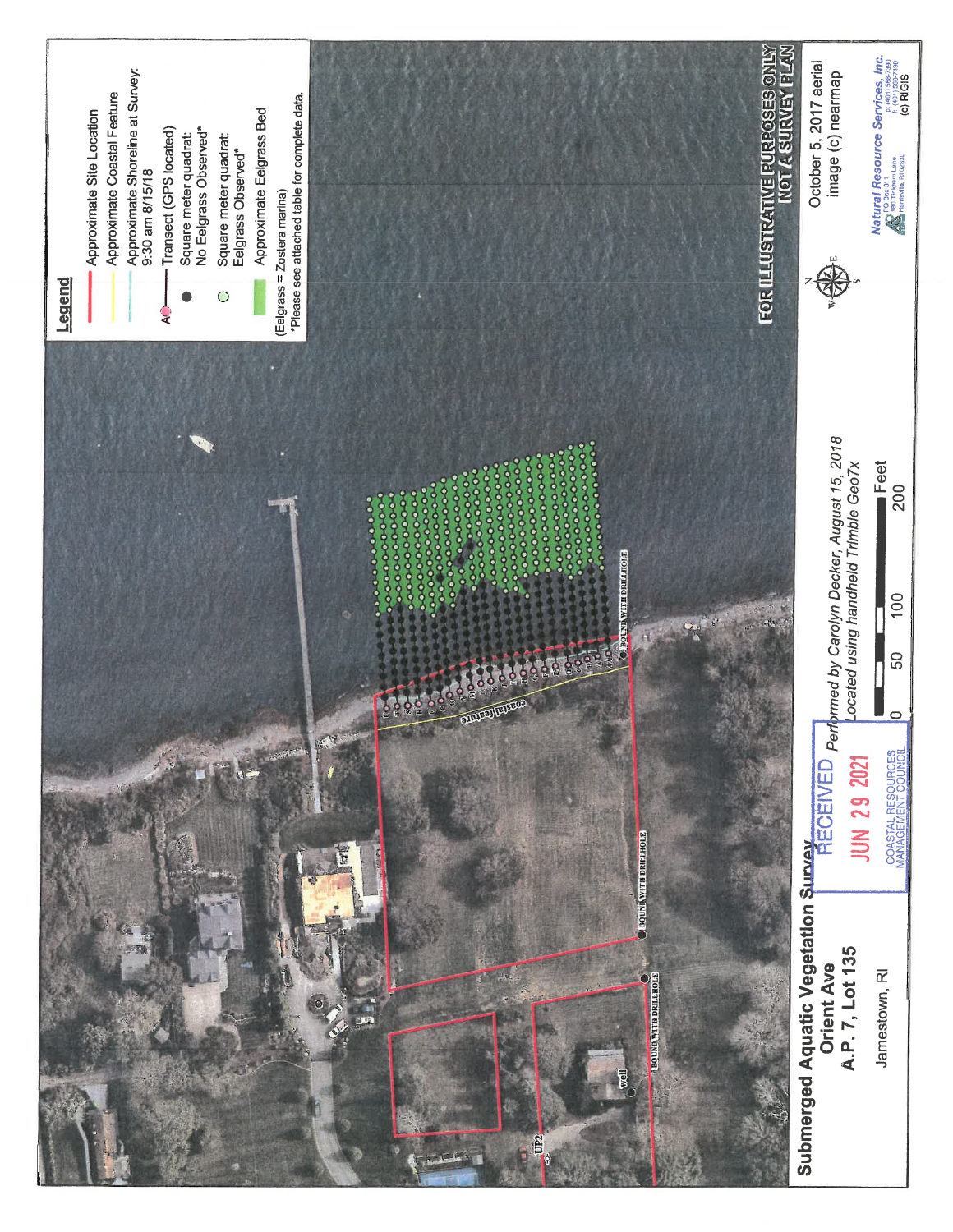# Submerged Aquatic Vegetation Survey

**Orient Ave**

**A.P. 7, Lot 135**

Jamestown, RI

RECEIVED

JUN 29 2021

COASTAL RESOURCES MANAGEMENT COUNCIL

*Performed by Carolyn Decker, August 15, 2018*

*Located using handheld Trimble Geo7x*

0 50 100 200 Feet

## Legend

- Approximate Site Location
- Approximate Coastal Feature
- Approximate Shoreline at Survey: 9:30 am 8/15/18
- Transect (GPS located)
- Square meter quadrat: No Eelgrass Observed*
- Square meter quadrat: Eelgrass Observed*
- Approximate Eelgrass Bed

(Eelgrass = Zostera marina)

*Please see attached table for complete data.

FOR ILLUSTRATIVE PURPOSES ONLY
NOT A SURVEY PLAN

October 5, 2017 aerial image (c) nearmap

Natural Resource Services, Inc.
PO Box 311
180 Tinkham Lane
Harrisville, RI 02830
p: (401) 568-7390
f: (401) 568-7490

(c) RIGIS

coastal feature

BOUND WITH DRILLHOLE

BOUND WITH DRILLHOLE

BOUND WITH DRILLHOLE

BOUND WITH DRILLHOLE

well

UP2